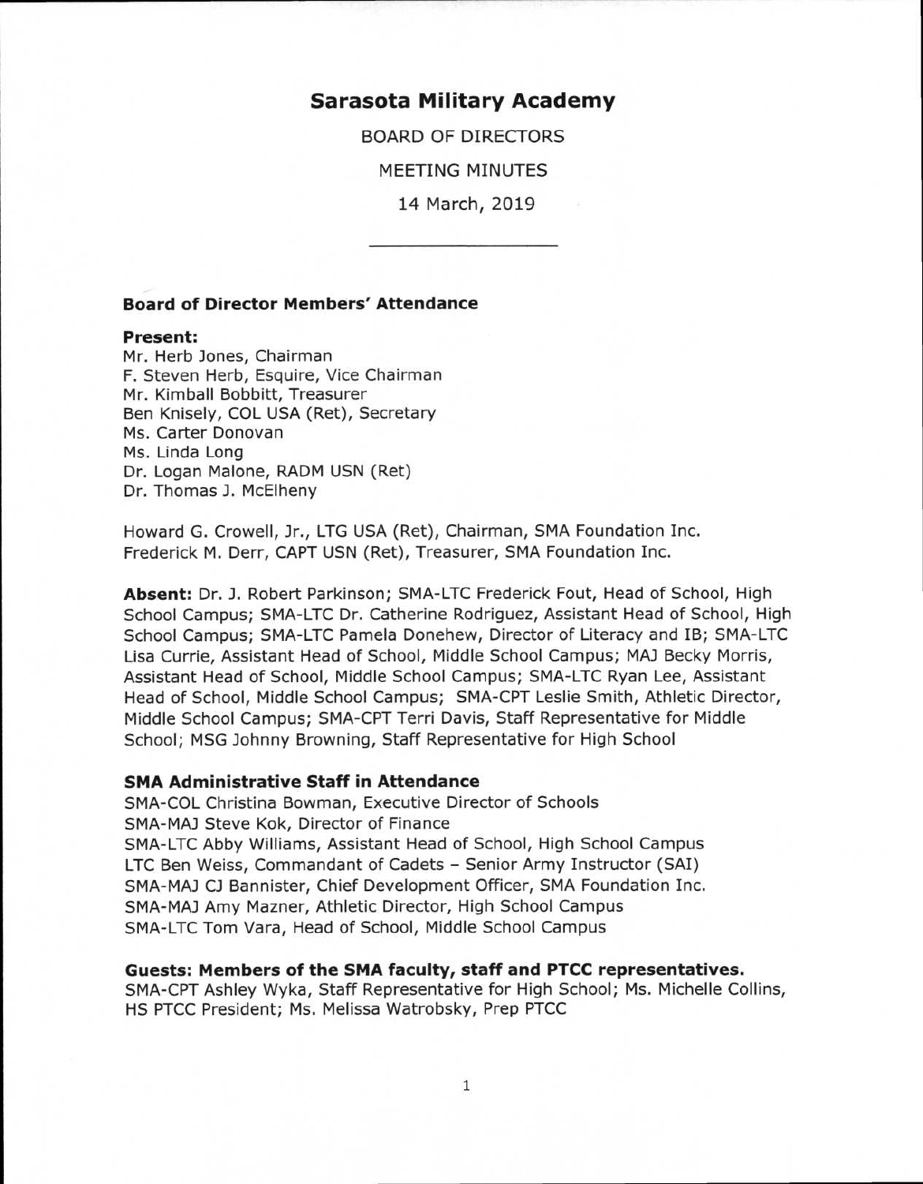# Sarasota Military Academy

BOARD OF DIRECTORS

MEETING MINUTES

14 March, 2019

---

### Board of Director Members' Attendance

**Present:**
Mr. Herb Jones, Chairman
F. Steven Herb, Esquire, Vice Chairman
Mr. Kimball Bobbitt, Treasurer
Ben Knisely, COL USA (Ret), Secretary
Ms. Carter Donovan
Ms. Linda Long
Dr. Logan Malone, RADM USN (Ret)
Dr. Thomas J. McElheny

Howard G. Crowell, Jr., LTG USA (Ret), Chairman, SMA Foundation Inc.
Frederick M. Derr, CAPT USN (Ret), Treasurer, SMA Foundation Inc.

**Absent:** Dr. J. Robert Parkinson; SMA-LTC Frederick Fout, Head of School, High School Campus; SMA-LTC Dr. Catherine Rodriguez, Assistant Head of School, High School Campus; SMA-LTC Pamela Donehew, Director of Literacy and IB; SMA-LTC Lisa Currie, Assistant Head of School, Middle School Campus; MAJ Becky Morris, Assistant Head of School, Middle School Campus; SMA-LTC Ryan Lee, Assistant Head of School, Middle School Campus; SMA-CPT Leslie Smith, Athletic Director, Middle School Campus; SMA-CPT Terri Davis, Staff Representative for Middle School; MSG Johnny Browning, Staff Representative for High School

### SMA Administrative Staff in Attendance

SMA-COL Christina Bowman, Executive Director of Schools
SMA-MAJ Steve Kok, Director of Finance
SMA-LTC Abby Williams, Assistant Head of School, High School Campus
LTC Ben Weiss, Commandant of Cadets – Senior Army Instructor (SAI)
SMA-MAJ CJ Bannister, Chief Development Officer, SMA Foundation Inc.
SMA-MAJ Amy Mazner, Athletic Director, High School Campus
SMA-LTC Tom Vara, Head of School, Middle School Campus

### Guests: Members of the SMA faculty, staff and PTCC representatives.

SMA-CPT Ashley Wyka, Staff Representative for High School; Ms. Michelle Collins, HS PTCC President; Ms. Melissa Watrobsky, Prep PTCC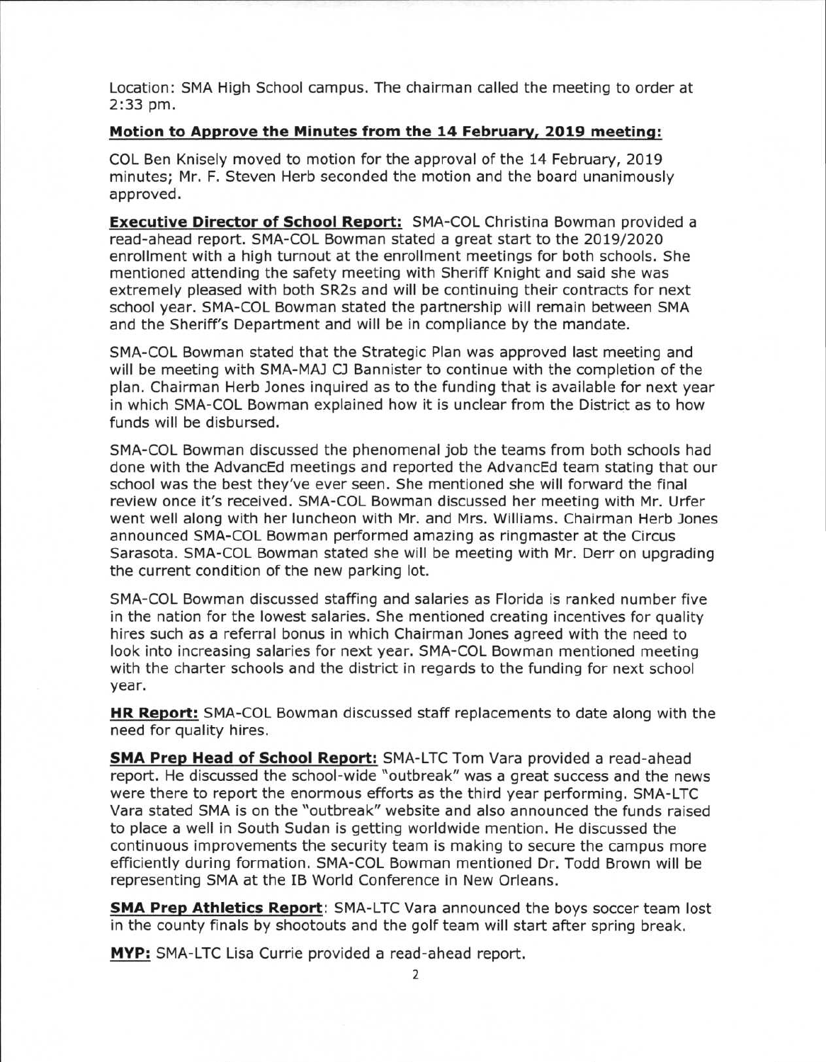Location: SMA High School campus. The chairman called the meeting to order at 2:33 pm.

**Motion to Approve the Minutes from the 14 February, 2019 meeting:**

COL Ben Knisely moved to motion for the approval of the 14 February, 2019 minutes; Mr. F. Steven Herb seconded the motion and the board unanimously approved.

**Executive Director of School Report:** SMA-COL Christina Bowman provided a read-ahead report. SMA-COL Bowman stated a great start to the 2019/2020 enrollment with a high turnout at the enrollment meetings for both schools. She mentioned attending the safety meeting with Sheriff Knight and said she was extremely pleased with both SR2s and will be continuing their contracts for next school year. SMA-COL Bowman stated the partnership will remain between SMA and the Sheriff's Department and will be in compliance by the mandate.

SMA-COL Bowman stated that the Strategic Plan was approved last meeting and will be meeting with SMA-MAJ CJ Bannister to continue with the completion of the plan. Chairman Herb Jones inquired as to the funding that is available for next year in which SMA-COL Bowman explained how it is unclear from the District as to how funds will be disbursed.

SMA-COL Bowman discussed the phenomenal job the teams from both schools had done with the AdvancEd meetings and reported the AdvancEd team stating that our school was the best they've ever seen. She mentioned she will forward the final review once it's received. SMA-COL Bowman discussed her meeting with Mr. Urfer went well along with her luncheon with Mr. and Mrs. Williams. Chairman Herb Jones announced SMA-COL Bowman performed amazing as ringmaster at the Circus Sarasota. SMA-COL Bowman stated she will be meeting with Mr. Derr on upgrading the current condition of the new parking lot.

SMA-COL Bowman discussed staffing and salaries as Florida is ranked number five in the nation for the lowest salaries. She mentioned creating incentives for quality hires such as a referral bonus in which Chairman Jones agreed with the need to look into increasing salaries for next year. SMA-COL Bowman mentioned meeting with the charter schools and the district in regards to the funding for next school year.

**HR Report:** SMA-COL Bowman discussed staff replacements to date along with the need for quality hires.

**SMA Prep Head of School Report:** SMA-LTC Tom Vara provided a read-ahead report. He discussed the school-wide "outbreak" was a great success and the news were there to report the enormous efforts as the third year performing. SMA-LTC Vara stated SMA is on the "outbreak" website and also announced the funds raised to place a well in South Sudan is getting worldwide mention. He discussed the continuous improvements the security team is making to secure the campus more efficiently during formation. SMA-COL Bowman mentioned Dr. Todd Brown will be representing SMA at the IB World Conference in New Orleans.

**SMA Prep Athletics Report**: SMA-LTC Vara announced the boys soccer team lost in the county finals by shootouts and the golf team will start after spring break.

**MYP:** SMA-LTC Lisa Currie provided a read-ahead report.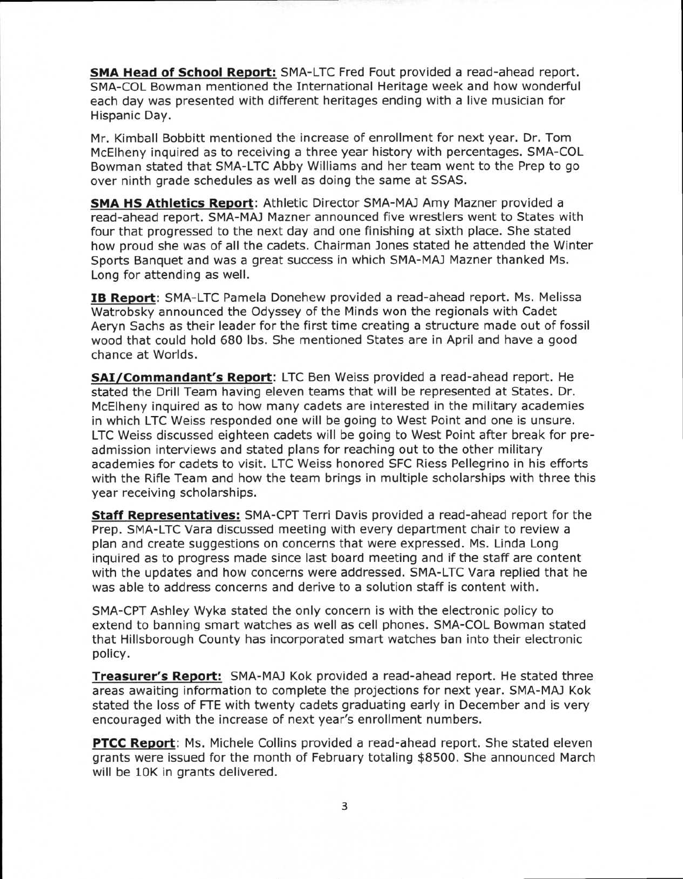**SMA Head of School Report:** SMA-LTC Fred Fout provided a read-ahead report. SMA-COL Bowman mentioned the International Heritage week and how wonderful each day was presented with different heritages ending with a live musician for Hispanic Day.

Mr. Kimball Bobbitt mentioned the increase of enrollment for next year. Dr. Tom McElheny inquired as to receiving a three year history with percentages. SMA-COL Bowman stated that SMA-LTC Abby Williams and her team went to the Prep to go over ninth grade schedules as well as doing the same at SSAS.

**SMA HS Athletics Report**: Athletic Director SMA-MAJ Amy Mazner provided a read-ahead report. SMA-MAJ Mazner announced five wrestlers went to States with four that progressed to the next day and one finishing at sixth place. She stated how proud she was of all the cadets. Chairman Jones stated he attended the Winter Sports Banquet and was a great success in which SMA-MAJ Mazner thanked Ms. Long for attending as well.

**IB Report**: SMA-LTC Pamela Donehew provided a read-ahead report. Ms. Melissa Watrobsky announced the Odyssey of the Minds won the regionals with Cadet Aeryn Sachs as their leader for the first time creating a structure made out of fossil wood that could hold 680 lbs. She mentioned States are in April and have a good chance at Worlds.

**SAI/Commandant's Report**: LTC Ben Weiss provided a read-ahead report. He stated the Drill Team having eleven teams that will be represented at States. Dr. McElheny inquired as to how many cadets are interested in the military academies in which LTC Weiss responded one will be going to West Point and one is unsure. LTC Weiss discussed eighteen cadets will be going to West Point after break for pre-admission interviews and stated plans for reaching out to the other military academies for cadets to visit. LTC Weiss honored SFC Riess Pellegrino in his efforts with the Rifle Team and how the team brings in multiple scholarships with three this year receiving scholarships.

**Staff Representatives:** SMA-CPT Terri Davis provided a read-ahead report for the Prep. SMA-LTC Vara discussed meeting with every department chair to review a plan and create suggestions on concerns that were expressed. Ms. Linda Long inquired as to progress made since last board meeting and if the staff are content with the updates and how concerns were addressed. SMA-LTC Vara replied that he was able to address concerns and derive to a solution staff is content with.

SMA-CPT Ashley Wyka stated the only concern is with the electronic policy to extend to banning smart watches as well as cell phones. SMA-COL Bowman stated that Hillsborough County has incorporated smart watches ban into their electronic policy.

**Treasurer's Report:** SMA-MAJ Kok provided a read-ahead report. He stated three areas awaiting information to complete the projections for next year. SMA-MAJ Kok stated the loss of FTE with twenty cadets graduating early in December and is very encouraged with the increase of next year's enrollment numbers.

**PTCC Report**: Ms. Michele Collins provided a read-ahead report. She stated eleven grants were issued for the month of February totaling $8500. She announced March will be 10K in grants delivered.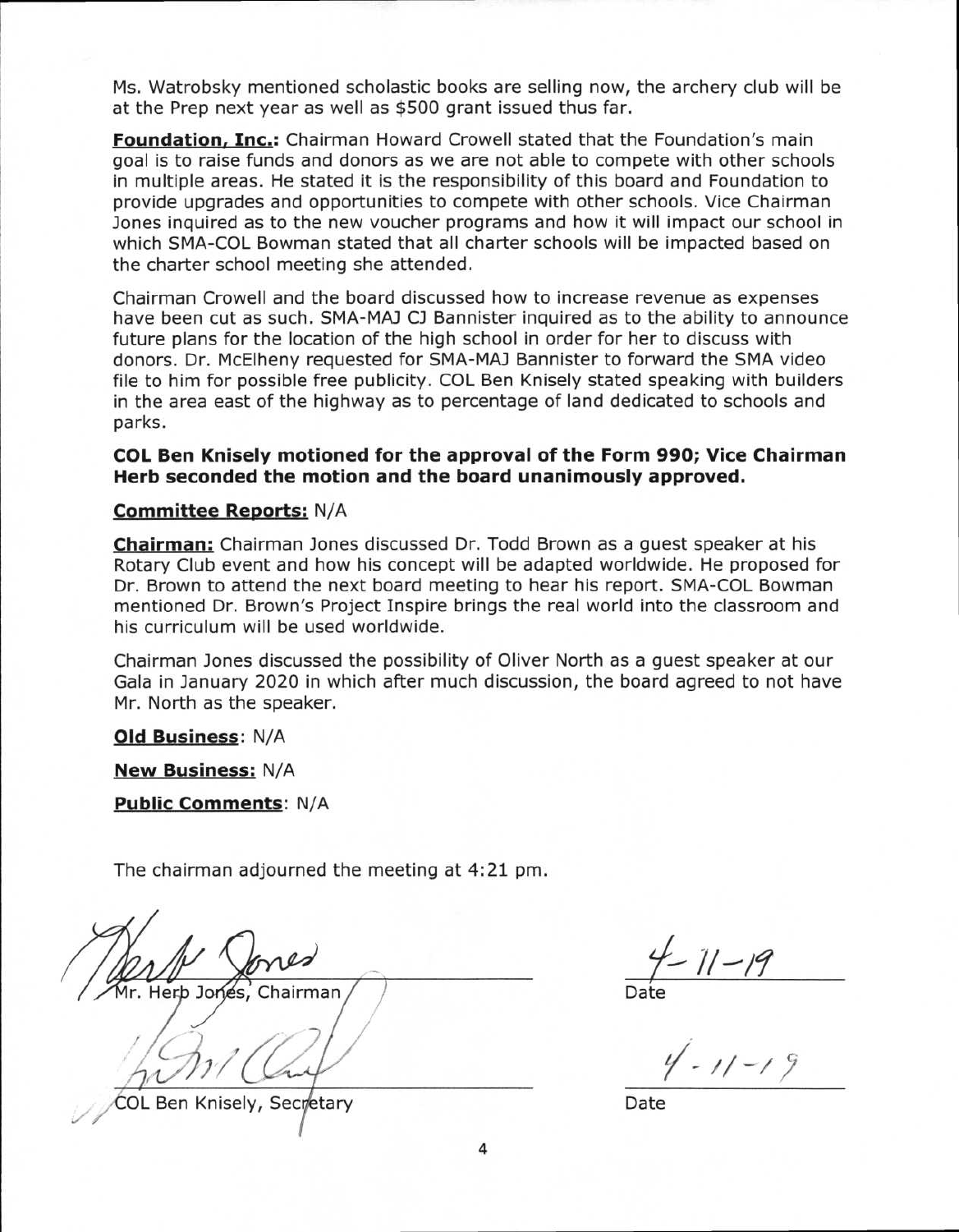Ms. Watrobsky mentioned scholastic books are selling now, the archery club will be at the Prep next year as well as $500 grant issued thus far.

**Foundation, Inc.:** Chairman Howard Crowell stated that the Foundation's main goal is to raise funds and donors as we are not able to compete with other schools in multiple areas. He stated it is the responsibility of this board and Foundation to provide upgrades and opportunities to compete with other schools. Vice Chairman Jones inquired as to the new voucher programs and how it will impact our school in which SMA-COL Bowman stated that all charter schools will be impacted based on the charter school meeting she attended.

Chairman Crowell and the board discussed how to increase revenue as expenses have been cut as such. SMA-MAJ CJ Bannister inquired as to the ability to announce future plans for the location of the high school in order for her to discuss with donors. Dr. McElheny requested for SMA-MAJ Bannister to forward the SMA video file to him for possible free publicity. COL Ben Knisely stated speaking with builders in the area east of the highway as to percentage of land dedicated to schools and parks.

**COL Ben Knisely motioned for the approval of the Form 990; Vice Chairman Herb seconded the motion and the board unanimously approved.**

**Committee Reports:** N/A

**Chairman:** Chairman Jones discussed Dr. Todd Brown as a guest speaker at his Rotary Club event and how his concept will be adapted worldwide. He proposed for Dr. Brown to attend the next board meeting to hear his report. SMA-COL Bowman mentioned Dr. Brown's Project Inspire brings the real world into the classroom and his curriculum will be used worldwide.

Chairman Jones discussed the possibility of Oliver North as a guest speaker at our Gala in January 2020 in which after much discussion, the board agreed to not have Mr. North as the speaker.

**Old Business**: N/A

**New Business:** N/A

**Public Comments**: N/A

The chairman adjourned the meeting at 4:21 pm.

Mr. Herb Jones, Chairman — Date: 4-11-19

COL Ben Knisely, Secretary — Date: 4-11-19